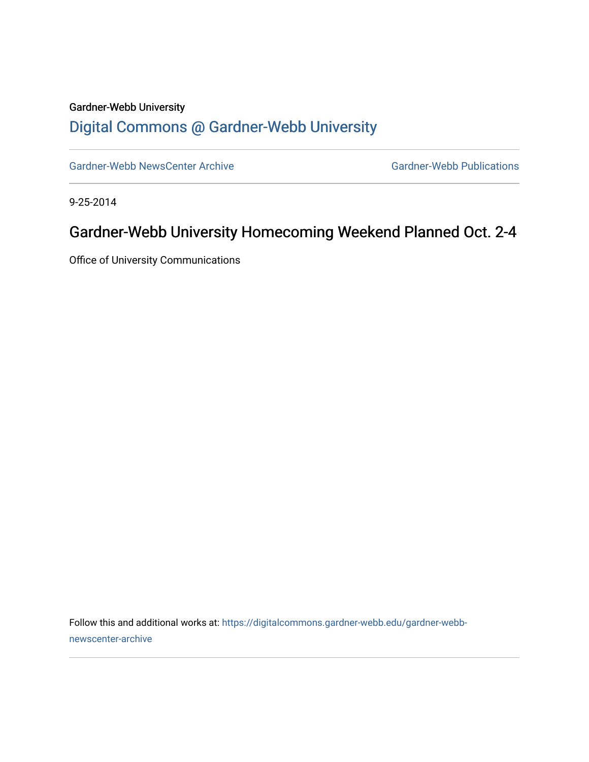Gardner-Webb University

# Digital Commons @ Gardner-Webb University

Gardner-Webb NewsCenter Archive

Gardner-Webb Publications

9-25-2014

## Gardner-Webb University Homecoming Weekend Planned Oct. 2-4

Office of University Communications

Follow this and additional works at: https://digitalcommons.gardner-webb.edu/gardner-webb-newscenter-archive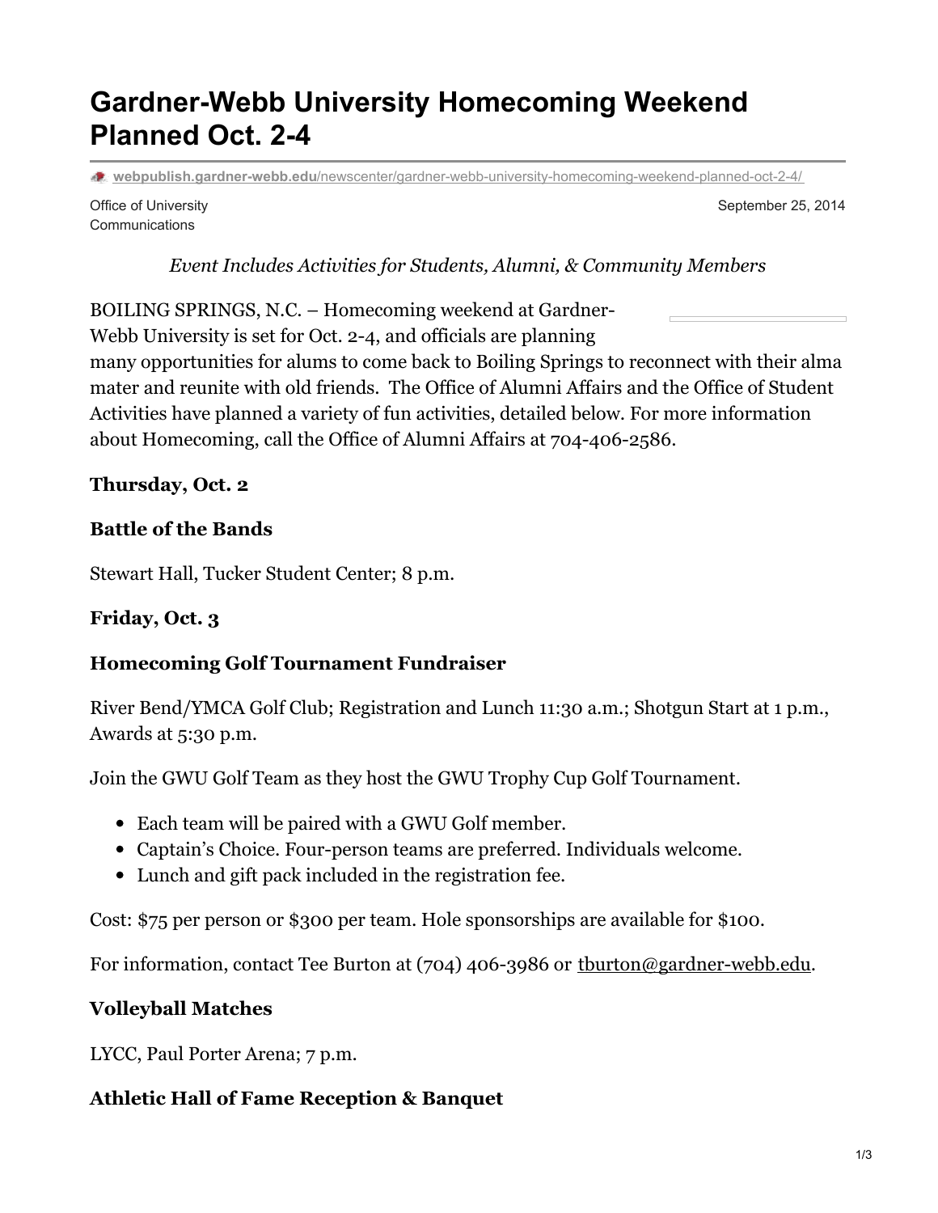# Gardner-Webb University Homecoming Weekend Planned Oct. 2-4

webpublish.gardner-webb.edu/newscenter/gardner-webb-university-homecoming-weekend-planned-oct-2-4/

Office of University Communications

September 25, 2014

*Event Includes Activities for Students, Alumni, & Community Members*

BOILING SPRINGS, N.C. – Homecoming weekend at Gardner-Webb University is set for Oct. 2-4, and officials are planning many opportunities for alums to come back to Boiling Springs to reconnect with their alma mater and reunite with old friends. The Office of Alumni Affairs and the Office of Student Activities have planned a variety of fun activities, detailed below. For more information about Homecoming, call the Office of Alumni Affairs at 704-406-2586.

**Thursday, Oct. 2**

**Battle of the Bands**

Stewart Hall, Tucker Student Center; 8 p.m.

**Friday, Oct. 3**

**Homecoming Golf Tournament Fundraiser**

River Bend/YMCA Golf Club; Registration and Lunch 11:30 a.m.; Shotgun Start at 1 p.m., Awards at 5:30 p.m.

Join the GWU Golf Team as they host the GWU Trophy Cup Golf Tournament.

- Each team will be paired with a GWU Golf member.
- Captain's Choice. Four-person teams are preferred. Individuals welcome.
- Lunch and gift pack included in the registration fee.

Cost: $75 per person or $300 per team. Hole sponsorships are available for $100.

For information, contact Tee Burton at (704) 406-3986 or tburton@gardner-webb.edu.

**Volleyball Matches**

LYCC, Paul Porter Arena; 7 p.m.

**Athletic Hall of Fame Reception & Banquet**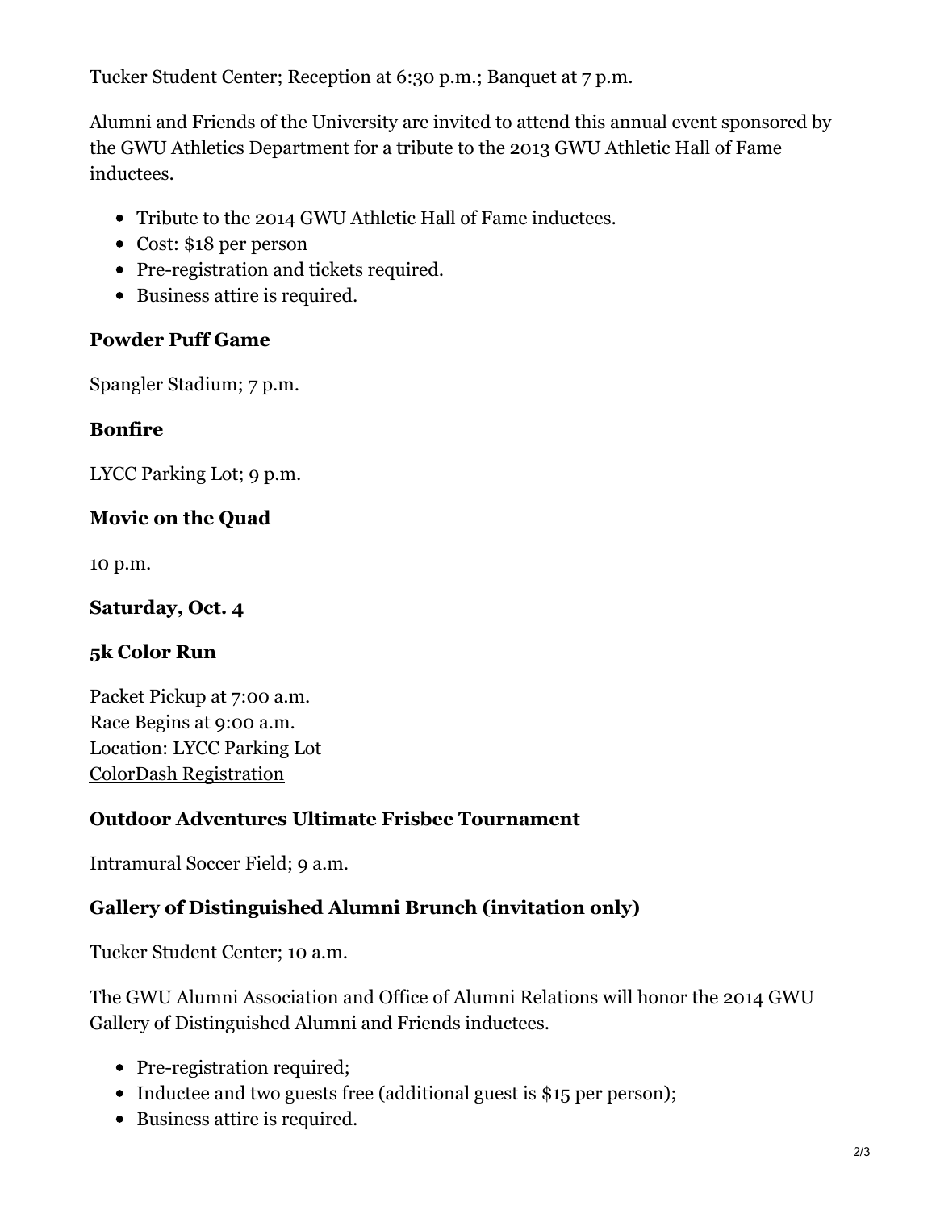Tucker Student Center; Reception at 6:30 p.m.; Banquet at 7 p.m.

Alumni and Friends of the University are invited to attend this annual event sponsored by the GWU Athletics Department for a tribute to the 2013 GWU Athletic Hall of Fame inductees.

- Tribute to the 2014 GWU Athletic Hall of Fame inductees.
- Cost: $18 per person
- Pre-registration and tickets required.
- Business attire is required.

### Powder Puff Game

Spangler Stadium; 7 p.m.

### Bonfire

LYCC Parking Lot; 9 p.m.

### Movie on the Quad

10 p.m.

### Saturday, Oct. 4

### 5k Color Run

Packet Pickup at 7:00 a.m.
Race Begins at 9:00 a.m.
Location: LYCC Parking Lot
ColorDash Registration

### Outdoor Adventures Ultimate Frisbee Tournament

Intramural Soccer Field; 9 a.m.

### Gallery of Distinguished Alumni Brunch (invitation only)

Tucker Student Center; 10 a.m.

The GWU Alumni Association and Office of Alumni Relations will honor the 2014 GWU Gallery of Distinguished Alumni and Friends inductees.

- Pre-registration required;
- Inductee and two guests free (additional guest is $15 per person);
- Business attire is required.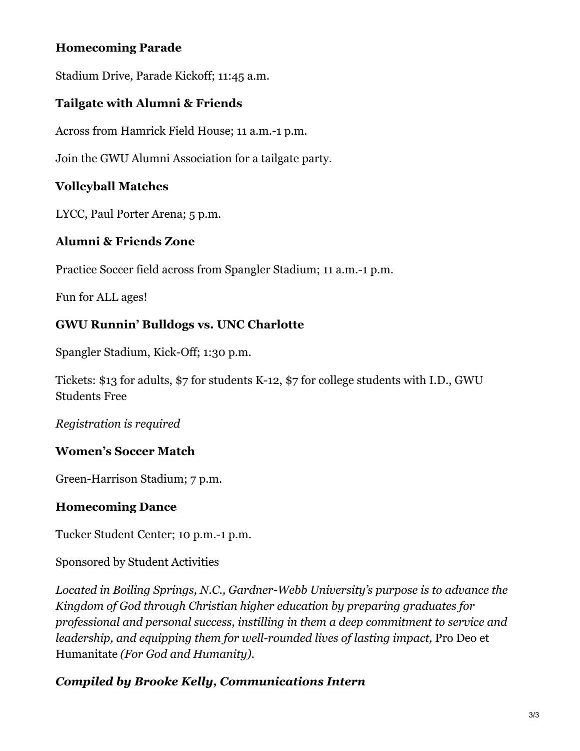### Homecoming Parade

Stadium Drive, Parade Kickoff; 11:45 a.m.

### Tailgate with Alumni & Friends

Across from Hamrick Field House; 11 a.m.-1 p.m.

Join the GWU Alumni Association for a tailgate party.

### Volleyball Matches

LYCC, Paul Porter Arena; 5 p.m.

### Alumni & Friends Zone

Practice Soccer field across from Spangler Stadium; 11 a.m.-1 p.m.

Fun for ALL ages!

### GWU Runnin' Bulldogs vs. UNC Charlotte

Spangler Stadium, Kick-Off; 1:30 p.m.

Tickets: $13 for adults, $7 for students K-12, $7 for college students with I.D., GWU Students Free

*Registration is required*

### Women's Soccer Match

Green-Harrison Stadium; 7 p.m.

### Homecoming Dance

Tucker Student Center; 10 p.m.-1 p.m.

Sponsored by Student Activities

*Located in Boiling Springs, N.C., Gardner-Webb University's purpose is to advance the Kingdom of God through Christian higher education by preparing graduates for professional and personal success, instilling in them a deep commitment to service and leadership, and equipping them for well-rounded lives of lasting impact,* Pro Deo et Humanitate *(For God and Humanity).*

***Compiled by Brooke Kelly, Communications Intern***